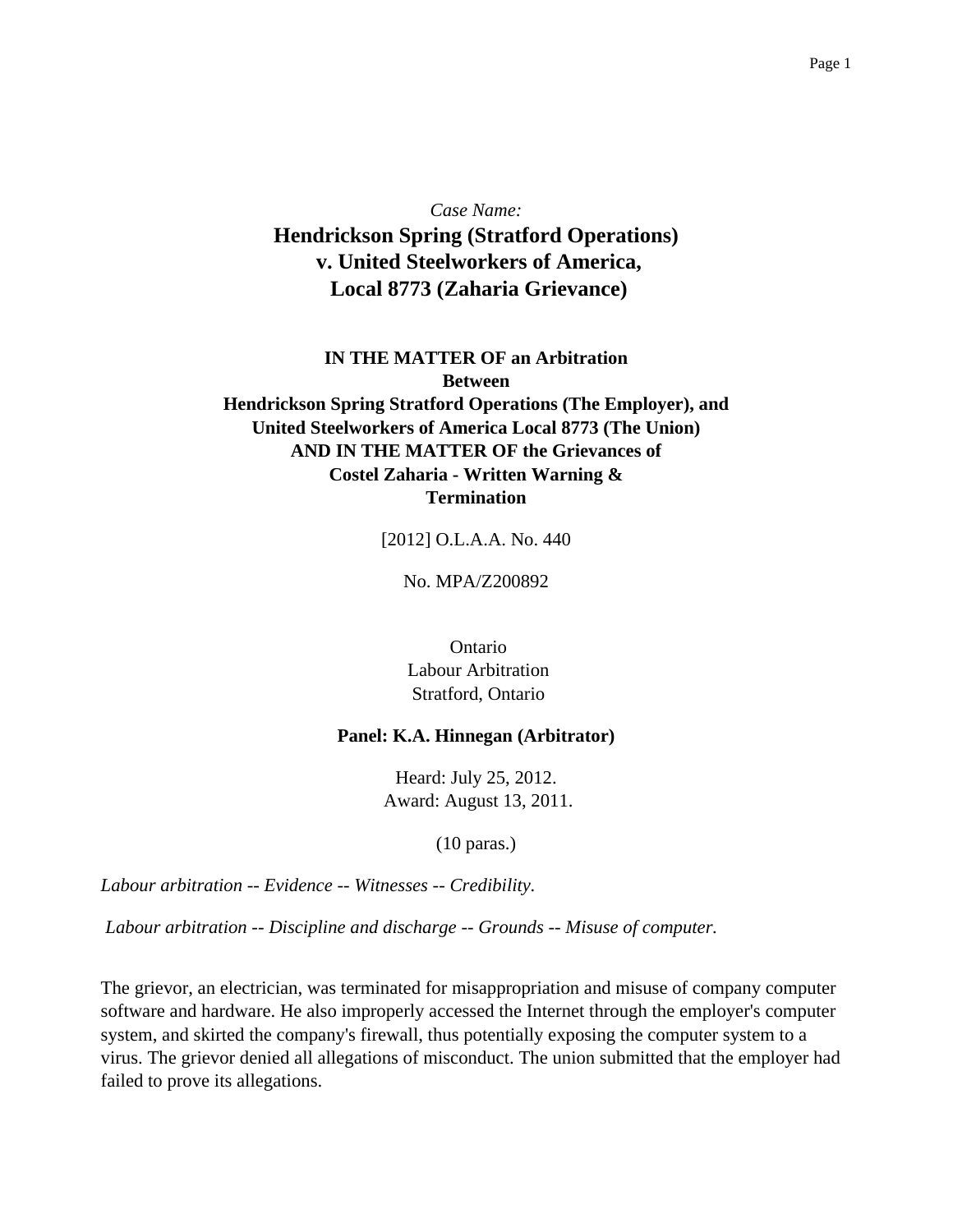*Case Name:*

# Hendrickson Spring (Stratford Operations) v. United Steelworkers of America, Local 8773 (Zaharia Grievance)

**IN THE MATTER OF an Arbitration**
**Between**
**Hendrickson Spring Stratford Operations (The Employer), and**
**United Steelworkers of America Local 8773 (The Union)**
**AND IN THE MATTER OF the Grievances of**
**Costel Zaharia - Written Warning &**
**Termination**

[2012] O.L.A.A. No. 440

No. MPA/Z200892

Ontario
Labour Arbitration
Stratford, Ontario

**Panel: K.A. Hinnegan (Arbitrator)**

Heard: July 25, 2012.
Award: August 13, 2011.

(10 paras.)

*Labour arbitration -- Evidence -- Witnesses -- Credibility.*

*Labour arbitration -- Discipline and discharge -- Grounds -- Misuse of computer.*

The grievor, an electrician, was terminated for misappropriation and misuse of company computer software and hardware. He also improperly accessed the Internet through the employer's computer system, and skirted the company's firewall, thus potentially exposing the computer system to a virus. The grievor denied all allegations of misconduct. The union submitted that the employer had failed to prove its allegations.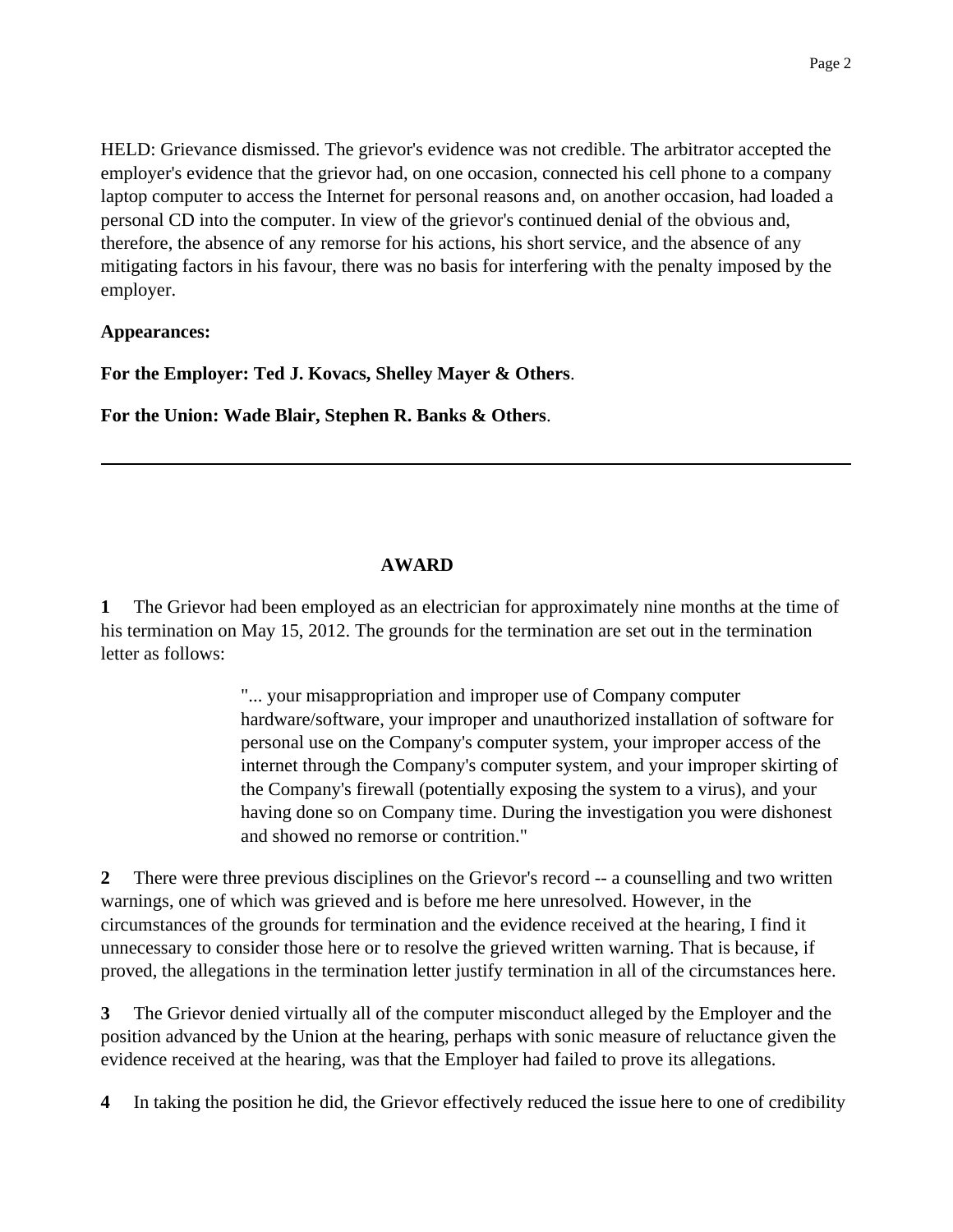HELD: Grievance dismissed. The grievor's evidence was not credible. The arbitrator accepted the employer's evidence that the grievor had, on one occasion, connected his cell phone to a company laptop computer to access the Internet for personal reasons and, on another occasion, had loaded a personal CD into the computer. In view of the grievor's continued denial of the obvious and, therefore, the absence of any remorse for his actions, his short service, and the absence of any mitigating factors in his favour, there was no basis for interfering with the penalty imposed by the employer.

**Appearances:**

**For the Employer: Ted J. Kovacs, Shelley Mayer & Others**.

**For the Union: Wade Blair, Stephen R. Banks & Others**.

---

## AWARD

**1** The Grievor had been employed as an electrician for approximately nine months at the time of his termination on May 15, 2012. The grounds for the termination are set out in the termination letter as follows:

> "... your misappropriation and improper use of Company computer hardware/software, your improper and unauthorized installation of software for personal use on the Company's computer system, your improper access of the internet through the Company's computer system, and your improper skirting of the Company's firewall (potentially exposing the system to a virus), and your having done so on Company time. During the investigation you were dishonest and showed no remorse or contrition."

**2** There were three previous disciplines on the Grievor's record -- a counselling and two written warnings, one of which was grieved and is before me here unresolved. However, in the circumstances of the grounds for termination and the evidence received at the hearing, I find it unnecessary to consider those here or to resolve the grieved written warning. That is because, if proved, the allegations in the termination letter justify termination in all of the circumstances here.

**3** The Grievor denied virtually all of the computer misconduct alleged by the Employer and the position advanced by the Union at the hearing, perhaps with sonic measure of reluctance given the evidence received at the hearing, was that the Employer had failed to prove its allegations.

**4** In taking the position he did, the Grievor effectively reduced the issue here to one of credibility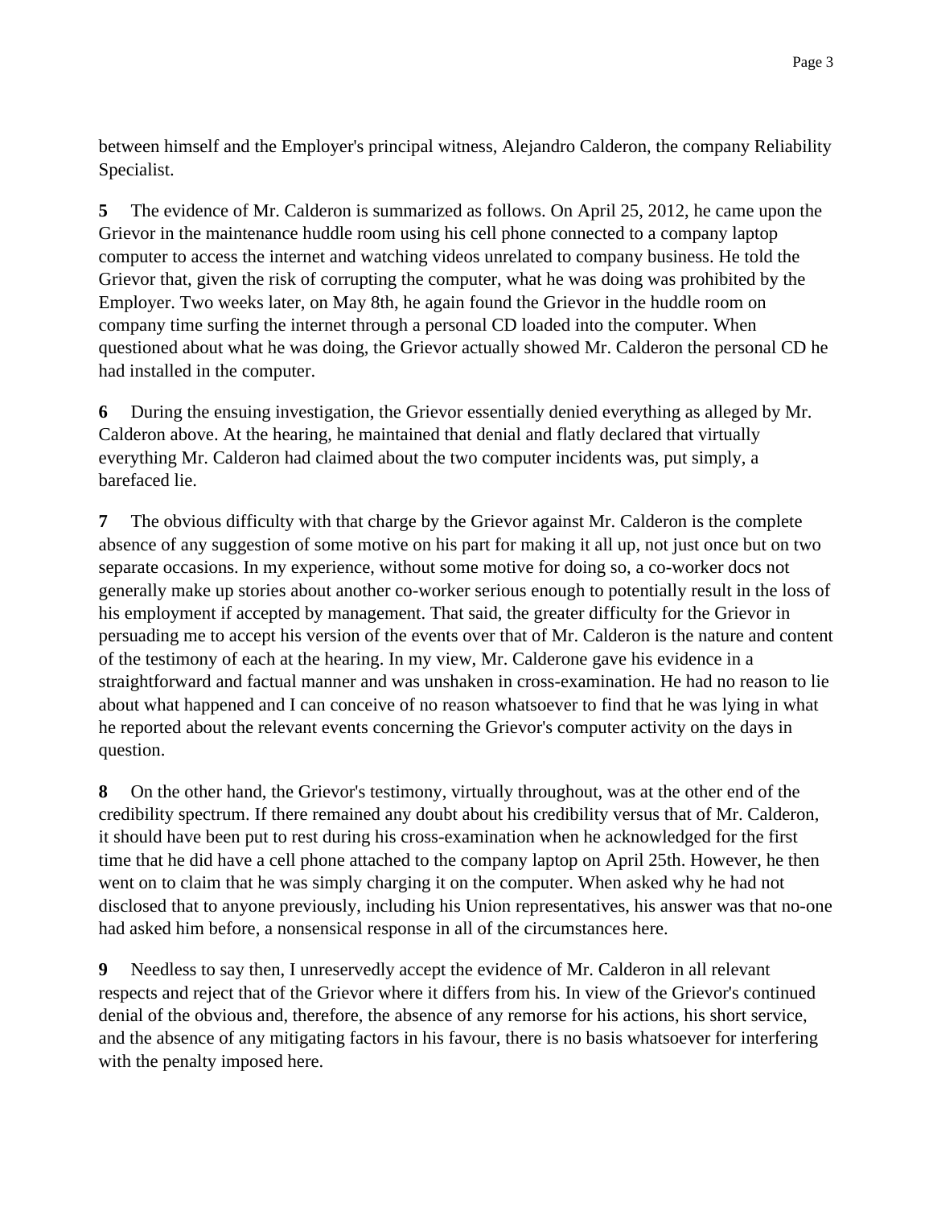between himself and the Employer's principal witness, Alejandro Calderon, the company Reliability Specialist.

**5** The evidence of Mr. Calderon is summarized as follows. On April 25, 2012, he came upon the Grievor in the maintenance huddle room using his cell phone connected to a company laptop computer to access the internet and watching videos unrelated to company business. He told the Grievor that, given the risk of corrupting the computer, what he was doing was prohibited by the Employer. Two weeks later, on May 8th, he again found the Grievor in the huddle room on company time surfing the internet through a personal CD loaded into the computer. When questioned about what he was doing, the Grievor actually showed Mr. Calderon the personal CD he had installed in the computer.

**6** During the ensuing investigation, the Grievor essentially denied everything as alleged by Mr. Calderon above. At the hearing, he maintained that denial and flatly declared that virtually everything Mr. Calderon had claimed about the two computer incidents was, put simply, a barefaced lie.

**7** The obvious difficulty with that charge by the Grievor against Mr. Calderon is the complete absence of any suggestion of some motive on his part for making it all up, not just once but on two separate occasions. In my experience, without some motive for doing so, a co-worker docs not generally make up stories about another co-worker serious enough to potentially result in the loss of his employment if accepted by management. That said, the greater difficulty for the Grievor in persuading me to accept his version of the events over that of Mr. Calderon is the nature and content of the testimony of each at the hearing. In my view, Mr. Calderone gave his evidence in a straightforward and factual manner and was unshaken in cross-examination. He had no reason to lie about what happened and I can conceive of no reason whatsoever to find that he was lying in what he reported about the relevant events concerning the Grievor's computer activity on the days in question.

**8** On the other hand, the Grievor's testimony, virtually throughout, was at the other end of the credibility spectrum. If there remained any doubt about his credibility versus that of Mr. Calderon, it should have been put to rest during his cross-examination when he acknowledged for the first time that he did have a cell phone attached to the company laptop on April 25th. However, he then went on to claim that he was simply charging it on the computer. When asked why he had not disclosed that to anyone previously, including his Union representatives, his answer was that no-one had asked him before, a nonsensical response in all of the circumstances here.

**9** Needless to say then, I unreservedly accept the evidence of Mr. Calderon in all relevant respects and reject that of the Grievor where it differs from his. In view of the Grievor's continued denial of the obvious and, therefore, the absence of any remorse for his actions, his short service, and the absence of any mitigating factors in his favour, there is no basis whatsoever for interfering with the penalty imposed here.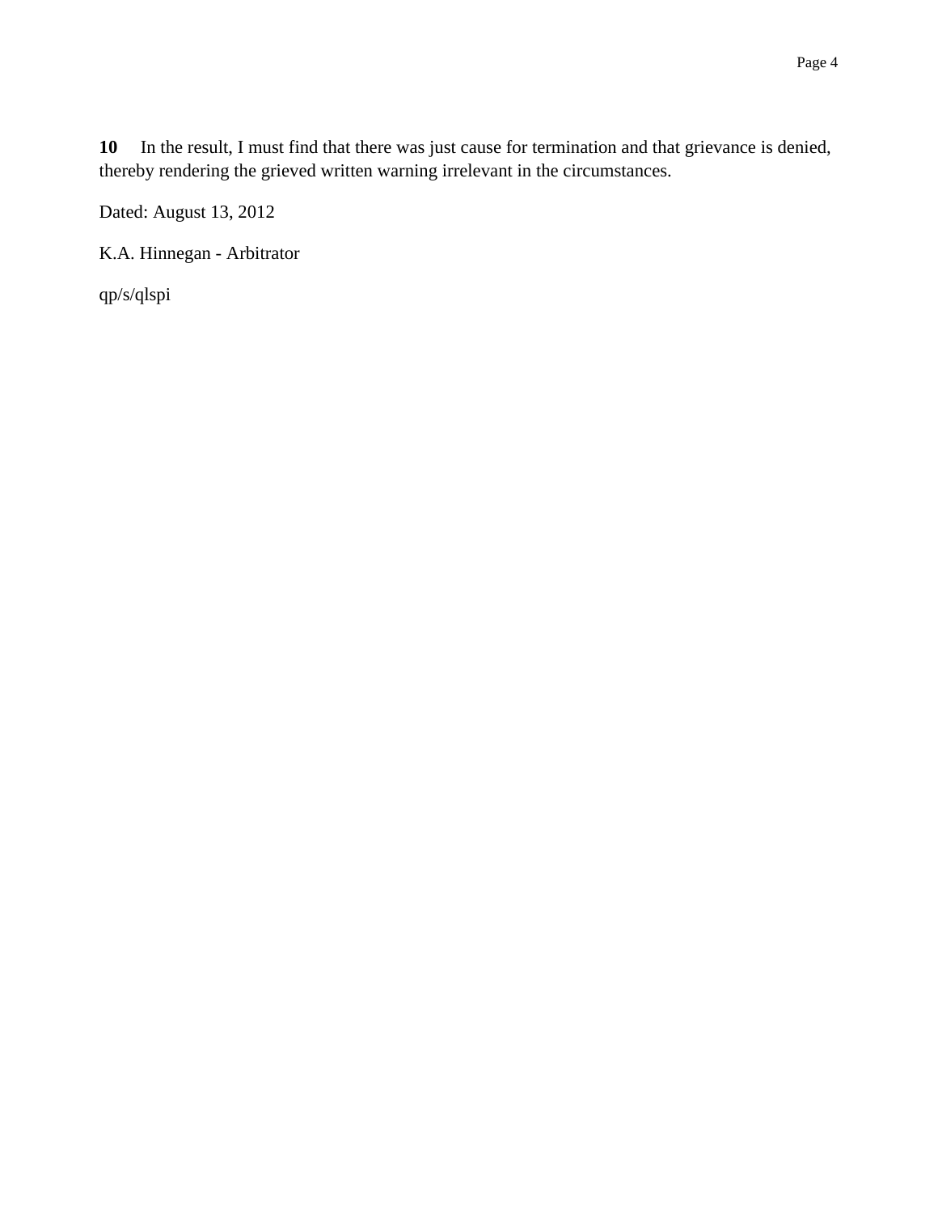**10** In the result, I must find that there was just cause for termination and that grievance is denied, thereby rendering the grieved written warning irrelevant in the circumstances.

Dated: August 13, 2012

K.A. Hinnegan - Arbitrator

qp/s/qlspi